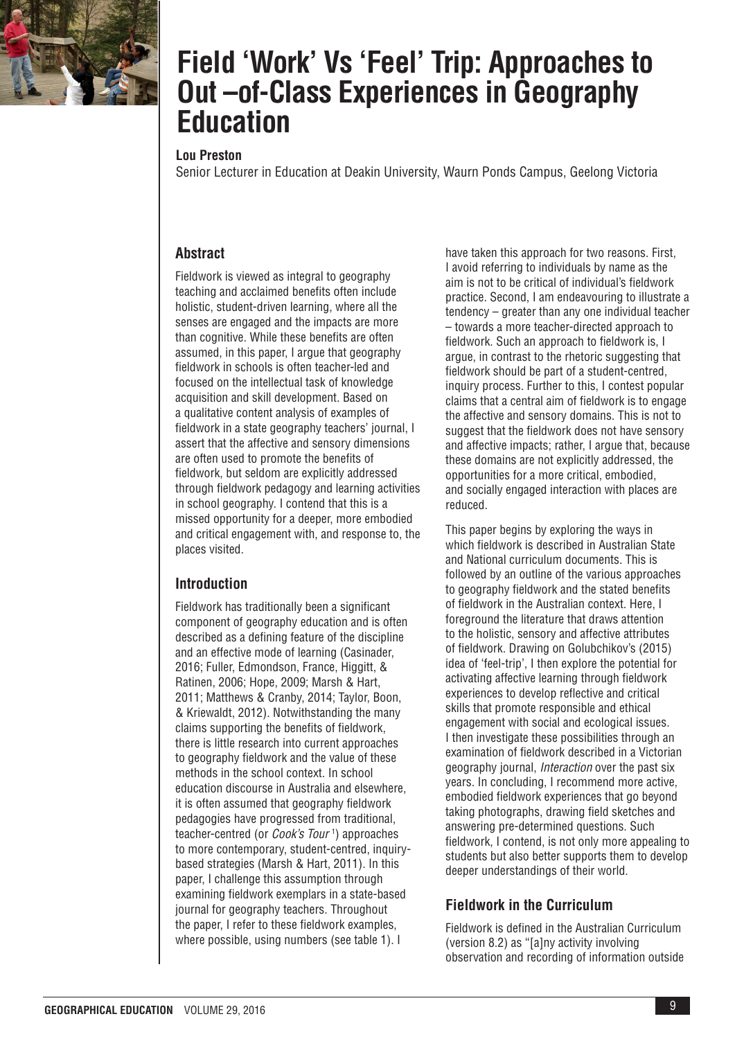# Field 'Work' Vs 'Feel' Trip: Approaches to Out –of-Class Experiences in Geography Education

**Lou Preston**

Senior Lecturer in Education at Deakin University, Waurn Ponds Campus, Geelong Victoria

## Abstract

Fieldwork is viewed as integral to geography teaching and acclaimed benefits often include holistic, student-driven learning, where all the senses are engaged and the impacts are more than cognitive. While these benefits are often assumed, in this paper, I argue that geography fieldwork in schools is often teacher-led and focused on the intellectual task of knowledge acquisition and skill development. Based on a qualitative content analysis of examples of fieldwork in a state geography teachers' journal, I assert that the affective and sensory dimensions are often used to promote the benefits of fieldwork, but seldom are explicitly addressed through fieldwork pedagogy and learning activities in school geography. I contend that this is a missed opportunity for a deeper, more embodied and critical engagement with, and response to, the places visited.

## Introduction

Fieldwork has traditionally been a significant component of geography education and is often described as a defining feature of the discipline and an effective mode of learning (Casinader, 2016; Fuller, Edmondson, France, Higgitt, & Ratinen, 2006; Hope, 2009; Marsh & Hart, 2011; Matthews & Cranby, 2014; Taylor, Boon, & Kriewaldt, 2012). Notwithstanding the many claims supporting the benefits of fieldwork, there is little research into current approaches to geography fieldwork and the value of these methods in the school context. In school education discourse in Australia and elsewhere, it is often assumed that geography fieldwork pedagogies have progressed from traditional, teacher-centred (or *Cook's Tour* [1]) approaches to more contemporary, student-centred, inquiry-based strategies (Marsh & Hart, 2011). In this paper, I challenge this assumption through examining fieldwork exemplars in a state-based journal for geography teachers. Throughout the paper, I refer to these fieldwork examples, where possible, using numbers (see table 1). I have taken this approach for two reasons. First, I avoid referring to individuals by name as the aim is not to be critical of individual's fieldwork practice. Second, I am endeavouring to illustrate a tendency – greater than any one individual teacher – towards a more teacher-directed approach to fieldwork. Such an approach to fieldwork is, I argue, in contrast to the rhetoric suggesting that fieldwork should be part of a student-centred, inquiry process. Further to this, I contest popular claims that a central aim of fieldwork is to engage the affective and sensory domains. This is not to suggest that the fieldwork does not have sensory and affective impacts; rather, I argue that, because these domains are not explicitly addressed, the opportunities for a more critical, embodied, and socially engaged interaction with places are reduced.

This paper begins by exploring the ways in which fieldwork is described in Australian State and National curriculum documents. This is followed by an outline of the various approaches to geography fieldwork and the stated benefits of fieldwork in the Australian context. Here, I foreground the literature that draws attention to the holistic, sensory and affective attributes of fieldwork. Drawing on Golubchikov's (2015) idea of 'feel-trip', I then explore the potential for activating affective learning through fieldwork experiences to develop reflective and critical skills that promote responsible and ethical engagement with social and ecological issues. I then investigate these possibilities through an examination of fieldwork described in a Victorian geography journal, *Interaction* over the past six years. In concluding, I recommend more active, embodied fieldwork experiences that go beyond taking photographs, drawing field sketches and answering pre-determined questions. Such fieldwork, I contend, is not only more appealing to students but also better supports them to develop deeper understandings of their world.

## Fieldwork in the Curriculum

Fieldwork is defined in the Australian Curriculum (version 8.2) as "[a]ny activity involving observation and recording of information outside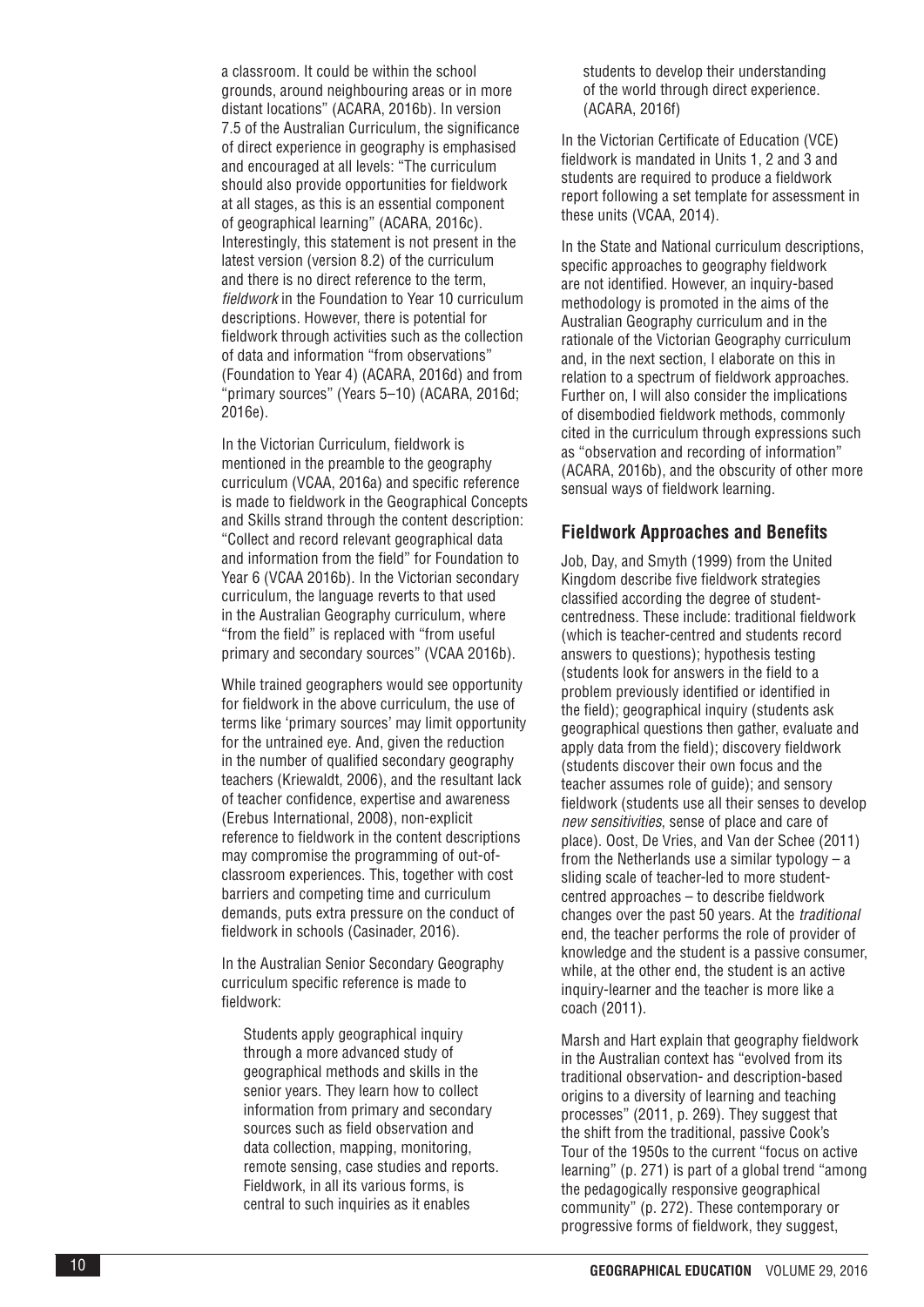a classroom. It could be within the school grounds, around neighbouring areas or in more distant locations" (ACARA, 2016b). In version 7.5 of the Australian Curriculum, the significance of direct experience in geography is emphasised and encouraged at all levels: "The curriculum should also provide opportunities for fieldwork at all stages, as this is an essential component of geographical learning" (ACARA, 2016c). Interestingly, this statement is not present in the latest version (version 8.2) of the curriculum and there is no direct reference to the term, *fieldwork* in the Foundation to Year 10 curriculum descriptions. However, there is potential for fieldwork through activities such as the collection of data and information "from observations" (Foundation to Year 4) (ACARA, 2016d) and from "primary sources" (Years 5–10) (ACARA, 2016d; 2016e).

In the Victorian Curriculum, fieldwork is mentioned in the preamble to the geography curriculum (VCAA, 2016a) and specific reference is made to fieldwork in the Geographical Concepts and Skills strand through the content description: "Collect and record relevant geographical data and information from the field" for Foundation to Year 6 (VCAA 2016b). In the Victorian secondary curriculum, the language reverts to that used in the Australian Geography curriculum, where "from the field" is replaced with "from useful primary and secondary sources" (VCAA 2016b).

While trained geographers would see opportunity for fieldwork in the above curriculum, the use of terms like 'primary sources' may limit opportunity for the untrained eye. And, given the reduction in the number of qualified secondary geography teachers (Kriewaldt, 2006), and the resultant lack of teacher confidence, expertise and awareness (Erebus International, 2008), non-explicit reference to fieldwork in the content descriptions may compromise the programming of out-of-classroom experiences. This, together with cost barriers and competing time and curriculum demands, puts extra pressure on the conduct of fieldwork in schools (Casinader, 2016).

In the Australian Senior Secondary Geography curriculum specific reference is made to fieldwork:

> Students apply geographical inquiry through a more advanced study of geographical methods and skills in the senior years. They learn how to collect information from primary and secondary sources such as field observation and data collection, mapping, monitoring, remote sensing, case studies and reports. Fieldwork, in all its various forms, is central to such inquiries as it enables students to develop their understanding of the world through direct experience. (ACARA, 2016f)

In the Victorian Certificate of Education (VCE) fieldwork is mandated in Units 1, 2 and 3 and students are required to produce a fieldwork report following a set template for assessment in these units (VCAA, 2014).

In the State and National curriculum descriptions, specific approaches to geography fieldwork are not identified. However, an inquiry-based methodology is promoted in the aims of the Australian Geography curriculum and in the rationale of the Victorian Geography curriculum and, in the next section, I elaborate on this in relation to a spectrum of fieldwork approaches. Further on, I will also consider the implications of disembodied fieldwork methods, commonly cited in the curriculum through expressions such as "observation and recording of information" (ACARA, 2016b), and the obscurity of other more sensual ways of fieldwork learning.

## Fieldwork Approaches and Benefits

Job, Day, and Smyth (1999) from the United Kingdom describe five fieldwork strategies classified according the degree of student-centredness. These include: traditional fieldwork (which is teacher-centred and students record answers to questions); hypothesis testing (students look for answers in the field to a problem previously identified or identified in the field); geographical inquiry (students ask geographical questions then gather, evaluate and apply data from the field); discovery fieldwork (students discover their own focus and the teacher assumes role of guide); and sensory fieldwork (students use all their senses to develop *new sensitivities*, sense of place and care of place). Oost, De Vries, and Van der Schee (2011) from the Netherlands use a similar typology – a sliding scale of teacher-led to more student-centred approaches – to describe fieldwork changes over the past 50 years. At the *traditional* end, the teacher performs the role of provider of knowledge and the student is a passive consumer, while, at the other end, the student is an active inquiry-learner and the teacher is more like a coach (2011).

Marsh and Hart explain that geography fieldwork in the Australian context has "evolved from its traditional observation- and description-based origins to a diversity of learning and teaching processes" (2011, p. 269). They suggest that the shift from the traditional, passive Cook's Tour of the 1950s to the current "focus on active learning" (p. 271) is part of a global trend "among the pedagogically responsive geographical community" (p. 272). These contemporary or progressive forms of fieldwork, they suggest,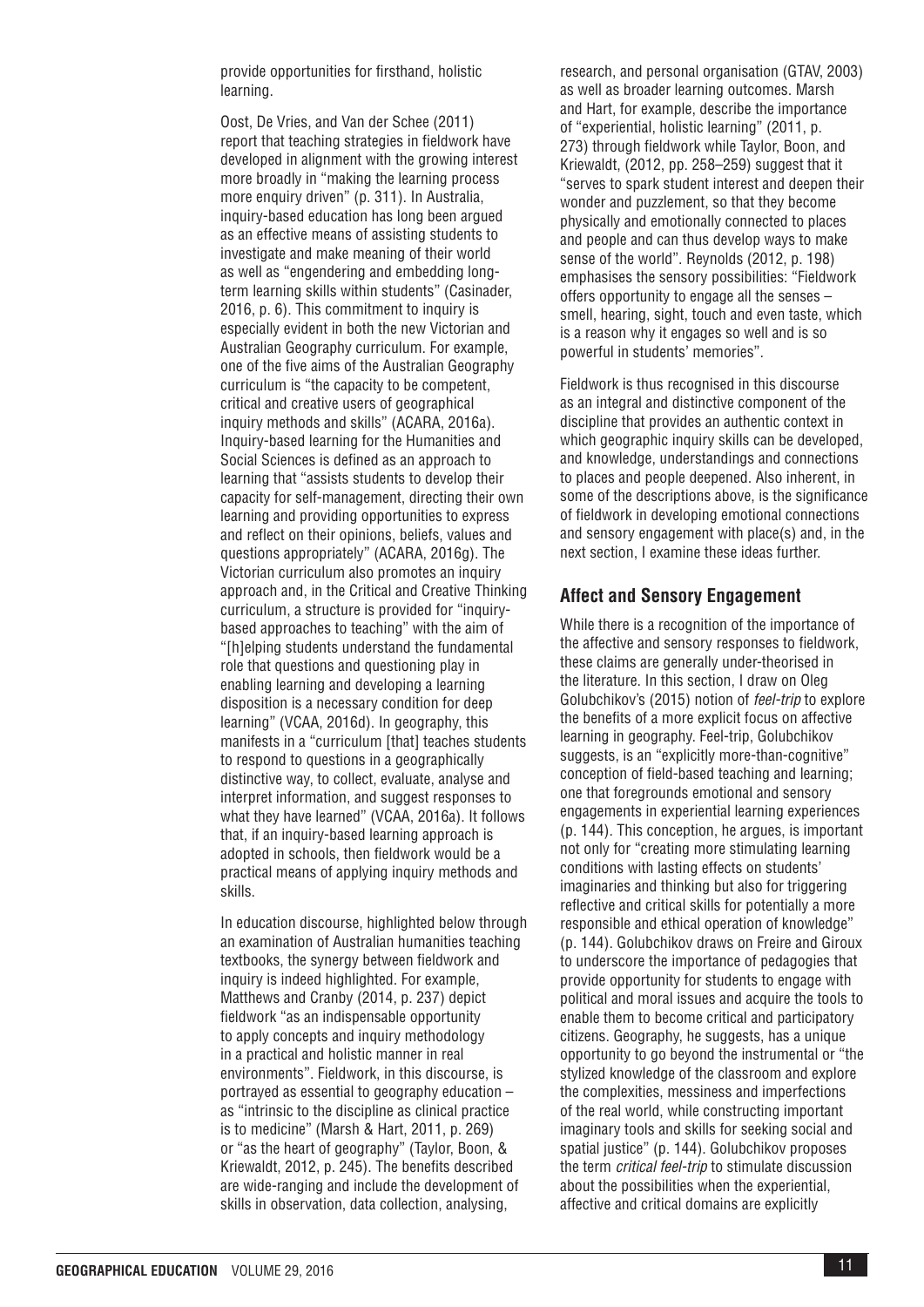provide opportunities for firsthand, holistic learning.

Oost, De Vries, and Van der Schee (2011) report that teaching strategies in fieldwork have developed in alignment with the growing interest more broadly in "making the learning process more enquiry driven" (p. 311). In Australia, inquiry-based education has long been argued as an effective means of assisting students to investigate and make meaning of their world as well as "engendering and embedding long-term learning skills within students" (Casinader, 2016, p. 6). This commitment to inquiry is especially evident in both the new Victorian and Australian Geography curriculum. For example, one of the five aims of the Australian Geography curriculum is "the capacity to be competent, critical and creative users of geographical inquiry methods and skills" (ACARA, 2016a). Inquiry-based learning for the Humanities and Social Sciences is defined as an approach to learning that "assists students to develop their capacity for self-management, directing their own learning and providing opportunities to express and reflect on their opinions, beliefs, values and questions appropriately" (ACARA, 2016g). The Victorian curriculum also promotes an inquiry approach and, in the Critical and Creative Thinking curriculum, a structure is provided for "inquiry-based approaches to teaching" with the aim of "[h]elping students understand the fundamental role that questions and questioning play in enabling learning and developing a learning disposition is a necessary condition for deep learning" (VCAA, 2016d). In geography, this manifests in a "curriculum [that] teaches students to respond to questions in a geographically distinctive way, to collect, evaluate, analyse and interpret information, and suggest responses to what they have learned" (VCAA, 2016a). It follows that, if an inquiry-based learning approach is adopted in schools, then fieldwork would be a practical means of applying inquiry methods and skills.

In education discourse, highlighted below through an examination of Australian humanities teaching textbooks, the synergy between fieldwork and inquiry is indeed highlighted. For example, Matthews and Cranby (2014, p. 237) depict fieldwork "as an indispensable opportunity to apply concepts and inquiry methodology in a practical and holistic manner in real environments". Fieldwork, in this discourse, is portrayed as essential to geography education – as "intrinsic to the discipline as clinical practice is to medicine" (Marsh & Hart, 2011, p. 269) or "as the heart of geography" (Taylor, Boon, & Kriewaldt, 2012, p. 245). The benefits described are wide-ranging and include the development of skills in observation, data collection, analysing, research, and personal organisation (GTAV, 2003) as well as broader learning outcomes. Marsh and Hart, for example, describe the importance of "experiential, holistic learning" (2011, p. 273) through fieldwork while Taylor, Boon, and Kriewaldt, (2012, pp. 258–259) suggest that it "serves to spark student interest and deepen their wonder and puzzlement, so that they become physically and emotionally connected to places and people and can thus develop ways to make sense of the world". Reynolds (2012, p. 198) emphasises the sensory possibilities: "Fieldwork offers opportunity to engage all the senses – smell, hearing, sight, touch and even taste, which is a reason why it engages so well and is so powerful in students' memories".

Fieldwork is thus recognised in this discourse as an integral and distinctive component of the discipline that provides an authentic context in which geographic inquiry skills can be developed, and knowledge, understandings and connections to places and people deepened. Also inherent, in some of the descriptions above, is the significance of fieldwork in developing emotional connections and sensory engagement with place(s) and, in the next section, I examine these ideas further.

## Affect and Sensory Engagement

While there is a recognition of the importance of the affective and sensory responses to fieldwork, these claims are generally under-theorised in the literature. In this section, I draw on Oleg Golubchikov's (2015) notion of *feel-trip* to explore the benefits of a more explicit focus on affective learning in geography. Feel-trip, Golubchikov suggests, is an "explicitly more-than-cognitive" conception of field-based teaching and learning; one that foregrounds emotional and sensory engagements in experiential learning experiences (p. 144). This conception, he argues, is important not only for "creating more stimulating learning conditions with lasting effects on students' imaginaries and thinking but also for triggering reflective and critical skills for potentially a more responsible and ethical operation of knowledge" (p. 144). Golubchikov draws on Freire and Giroux to underscore the importance of pedagogies that provide opportunity for students to engage with political and moral issues and acquire the tools to enable them to become critical and participatory citizens. Geography, he suggests, has a unique opportunity to go beyond the instrumental or "the stylized knowledge of the classroom and explore the complexities, messiness and imperfections of the real world, while constructing important imaginary tools and skills for seeking social and spatial justice" (p. 144). Golubchikov proposes the term *critical feel-trip* to stimulate discussion about the possibilities when the experiential, affective and critical domains are explicitly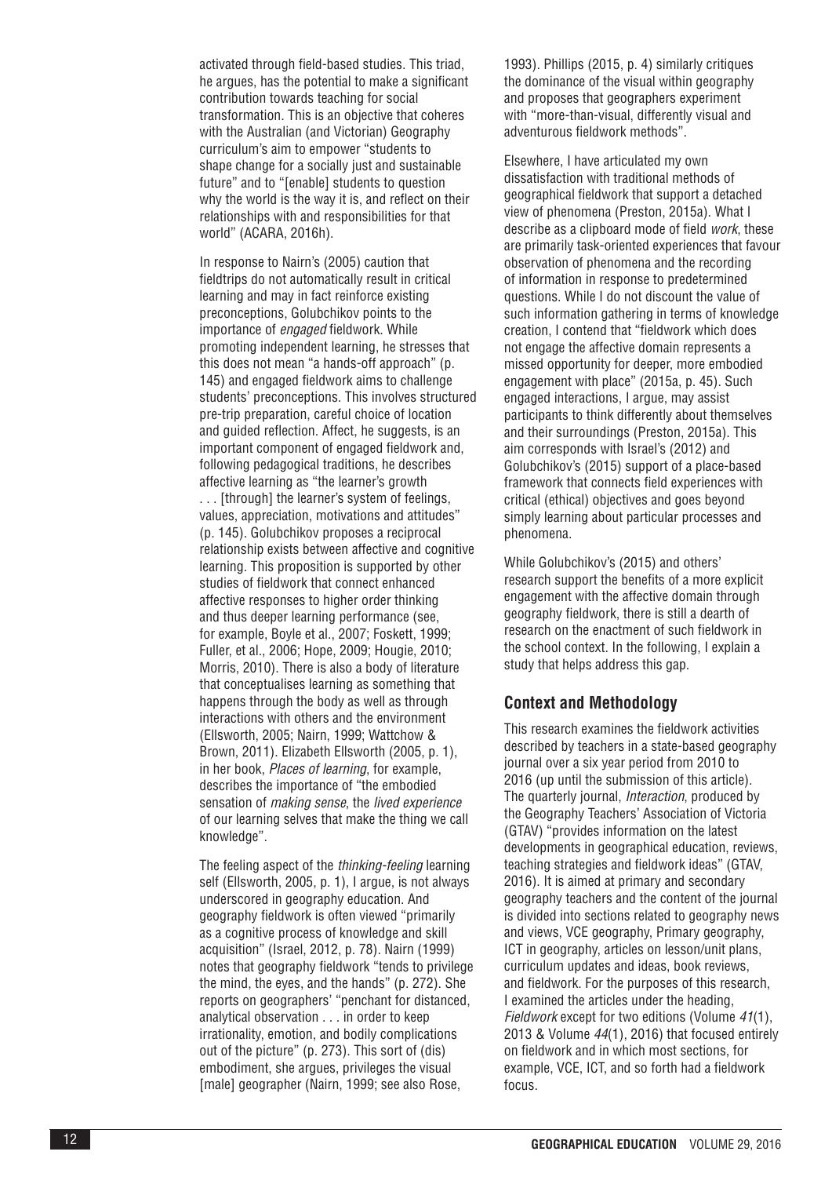activated through field-based studies. This triad, he argues, has the potential to make a significant contribution towards teaching for social transformation. This is an objective that coheres with the Australian (and Victorian) Geography curriculum's aim to empower "students to shape change for a socially just and sustainable future" and to "[enable] students to question why the world is the way it is, and reflect on their relationships with and responsibilities for that world" (ACARA, 2016h).

In response to Nairn's (2005) caution that fieldtrips do not automatically result in critical learning and may in fact reinforce existing preconceptions, Golubchikov points to the importance of *engaged* fieldwork. While promoting independent learning, he stresses that this does not mean "a hands-off approach" (p. 145) and engaged fieldwork aims to challenge students' preconceptions. This involves structured pre-trip preparation, careful choice of location and guided reflection. Affect, he suggests, is an important component of engaged fieldwork and, following pedagogical traditions, he describes affective learning as "the learner's growth . . . [through] the learner's system of feelings, values, appreciation, motivations and attitudes" (p. 145). Golubchikov proposes a reciprocal relationship exists between affective and cognitive learning. This proposition is supported by other studies of fieldwork that connect enhanced affective responses to higher order thinking and thus deeper learning performance (see, for example, Boyle et al., 2007; Foskett, 1999; Fuller, et al., 2006; Hope, 2009; Hougie, 2010; Morris, 2010). There is also a body of literature that conceptualises learning as something that happens through the body as well as through interactions with others and the environment (Ellsworth, 2005; Nairn, 1999; Wattchow & Brown, 2011). Elizabeth Ellsworth (2005, p. 1), in her book, *Places of learning*, for example, describes the importance of "the embodied sensation of *making sense*, the *lived experience* of our learning selves that make the thing we call knowledge".

The feeling aspect of the *thinking-feeling* learning self (Ellsworth, 2005, p. 1), I argue, is not always underscored in geography education. And geography fieldwork is often viewed "primarily as a cognitive process of knowledge and skill acquisition" (Israel, 2012, p. 78). Nairn (1999) notes that geography fieldwork "tends to privilege the mind, the eyes, and the hands" (p. 272). She reports on geographers' "penchant for distanced, analytical observation . . . in order to keep irrationality, emotion, and bodily complications out of the picture" (p. 273). This sort of (dis) embodiment, she argues, privileges the visual [male] geographer (Nairn, 1999; see also Rose, 1993). Phillips (2015, p. 4) similarly critiques the dominance of the visual within geography and proposes that geographers experiment with "more-than-visual, differently visual and adventurous fieldwork methods".

Elsewhere, I have articulated my own dissatisfaction with traditional methods of geographical fieldwork that support a detached view of phenomena (Preston, 2015a). What I describe as a clipboard mode of field *work*, these are primarily task-oriented experiences that favour observation of phenomena and the recording of information in response to predetermined questions. While I do not discount the value of such information gathering in terms of knowledge creation, I contend that "fieldwork which does not engage the affective domain represents a missed opportunity for deeper, more embodied engagement with place" (2015a, p. 45). Such engaged interactions, I argue, may assist participants to think differently about themselves and their surroundings (Preston, 2015a). This aim corresponds with Israel's (2012) and Golubchikov's (2015) support of a place-based framework that connects field experiences with critical (ethical) objectives and goes beyond simply learning about particular processes and phenomena.

While Golubchikov's (2015) and others' research support the benefits of a more explicit engagement with the affective domain through geography fieldwork, there is still a dearth of research on the enactment of such fieldwork in the school context. In the following, I explain a study that helps address this gap.

## Context and Methodology

This research examines the fieldwork activities described by teachers in a state-based geography journal over a six year period from 2010 to 2016 (up until the submission of this article). The quarterly journal, *Interaction*, produced by the Geography Teachers' Association of Victoria (GTAV) "provides information on the latest developments in geographical education, reviews, teaching strategies and fieldwork ideas" (GTAV, 2016). It is aimed at primary and secondary geography teachers and the content of the journal is divided into sections related to geography news and views, VCE geography, Primary geography, ICT in geography, articles on lesson/unit plans, curriculum updates and ideas, book reviews, and fieldwork. For the purposes of this research, I examined the articles under the heading, *Fieldwork* except for two editions (Volume *41*(1), 2013 & Volume *44*(1), 2016) that focused entirely on fieldwork and in which most sections, for example, VCE, ICT, and so forth had a fieldwork focus.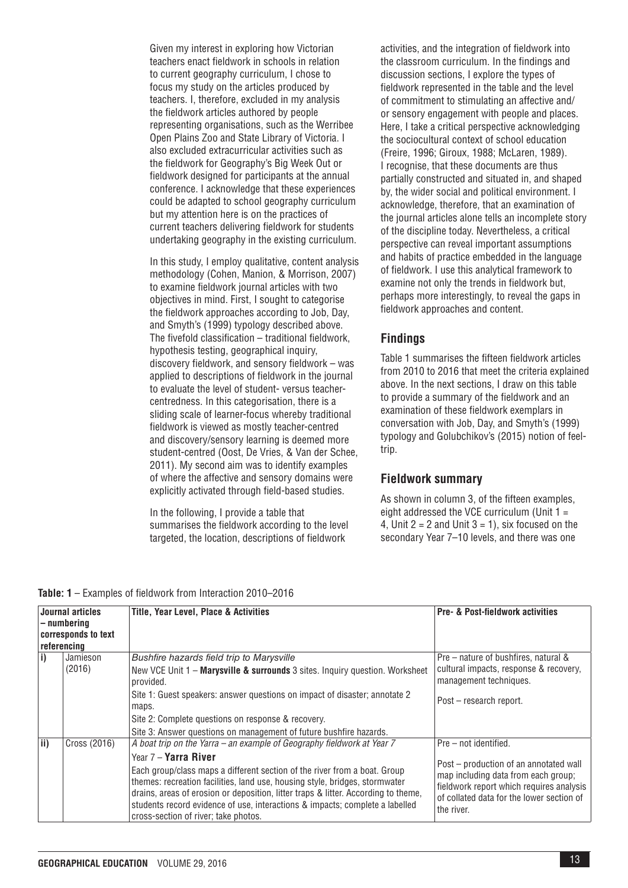Given my interest in exploring how Victorian teachers enact fieldwork in schools in relation to current geography curriculum, I chose to focus my study on the articles produced by teachers. I, therefore, excluded in my analysis the fieldwork articles authored by people representing organisations, such as the Werribee Open Plains Zoo and State Library of Victoria. I also excluded extracurricular activities such as the fieldwork for Geography's Big Week Out or fieldwork designed for participants at the annual conference. I acknowledge that these experiences could be adapted to school geography curriculum but my attention here is on the practices of current teachers delivering fieldwork for students undertaking geography in the existing curriculum.

In this study, I employ qualitative, content analysis methodology (Cohen, Manion, & Morrison, 2007) to examine fieldwork journal articles with two objectives in mind. First, I sought to categorise the fieldwork approaches according to Job, Day, and Smyth's (1999) typology described above. The fivefold classification – traditional fieldwork, hypothesis testing, geographical inquiry, discovery fieldwork, and sensory fieldwork – was applied to descriptions of fieldwork in the journal to evaluate the level of student- versus teacher-centredness. In this categorisation, there is a sliding scale of learner-focus whereby traditional fieldwork is viewed as mostly teacher-centred and discovery/sensory learning is deemed more student-centred (Oost, De Vries, & Van der Schee, 2011). My second aim was to identify examples of where the affective and sensory domains were explicitly activated through field-based studies.

In the following, I provide a table that summarises the fieldwork according to the level targeted, the location, descriptions of fieldwork activities, and the integration of fieldwork into the classroom curriculum. In the findings and discussion sections, I explore the types of fieldwork represented in the table and the level of commitment to stimulating an affective and/or sensory engagement with people and places. Here, I take a critical perspective acknowledging the sociocultural context of school education (Freire, 1996; Giroux, 1988; McLaren, 1989). I recognise, that these documents are thus partially constructed and situated in, and shaped by, the wider social and political environment. I acknowledge, therefore, that an examination of the journal articles alone tells an incomplete story of the discipline today. Nevertheless, a critical perspective can reveal important assumptions and habits of practice embedded in the language of fieldwork. I use this analytical framework to examine not only the trends in fieldwork but, perhaps more interestingly, to reveal the gaps in fieldwork approaches and content.

## Findings

Table 1 summarises the fifteen fieldwork articles from 2010 to 2016 that meet the criteria explained above. In the next sections, I draw on this table to provide a summary of the fieldwork and an examination of these fieldwork exemplars in conversation with Job, Day, and Smyth's (1999) typology and Golubchikov's (2015) notion of feel-trip.

## Fieldwork summary

As shown in column 3, of the fifteen examples, eight addressed the VCE curriculum (Unit 1 = 4, Unit 2 = 2 and Unit 3 = 1), six focused on the secondary Year 7–10 levels, and there was one

**Table: 1** – Examples of fieldwork from Interaction 2010–2016

| Journal articles – numbering corresponds to text referencing | | Title, Year Level, Place & Activities | Pre- & Post-fieldwork activities |
|---|---|---|---|
| i) | Jamieson (2016) | *Bushfire hazards field trip to Marysville*<br>New VCE Unit 1 – **Marysville & surrounds** 3 sites. Inquiry question. Worksheet provided.<br>Site 1: Guest speakers: answer questions on impact of disaster; annotate 2 maps.<br>Site 2: Complete questions on response & recovery.<br>Site 3: Answer questions on management of future bushfire hazards. | Pre – nature of bushfires, natural & cultural impacts, response & recovery, management techniques.<br>Post – research report. |
| ii) | Cross (2016) | *A boat trip on the Yarra – an example of Geography fieldwork at Year 7*<br>Year 7 – **Yarra River**<br>Each group/class maps a different section of the river from a boat. Group themes: recreation facilities, land use, housing style, bridges, stormwater drains, areas of erosion or deposition, litter traps & litter. According to theme, students record evidence of use, interactions & impacts; complete a labelled cross-section of river; take photos. | Pre – not identified.<br>Post – production of an annotated wall map including data from each group; fieldwork report which requires analysis of collated data for the lower section of the river. |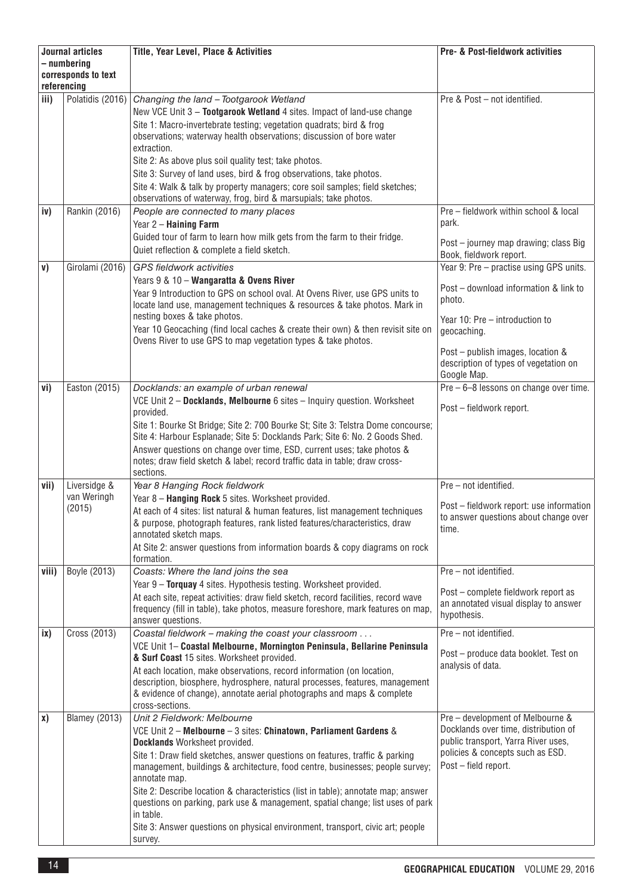| Journal articles – numbering corresponds to text referencing | | Title, Year Level, Place & Activities | Pre- & Post-fieldwork activities |
|---|---|---|---|
| iii) | Polatidis (2016) | *Changing the land – Tootgarook Wetland*<br>New VCE Unit 3 – **Tootgarook Wetland** 4 sites. Impact of land-use change<br>Site 1: Macro-invertebrate testing; vegetation quadrats; bird & frog observations; waterway health observations; discussion of bore water extraction.<br>Site 2: As above plus soil quality test; take photos.<br>Site 3: Survey of land uses, bird & frog observations, take photos.<br>Site 4: Walk & talk by property managers; core soil samples; field sketches; observations of waterway, frog, bird & marsupials; take photos. | Pre & Post – not identified. |
| iv) | Rankin (2016) | *People are connected to many places*<br>Year 2 – **Haining Farm**<br>Guided tour of farm to learn how milk gets from the farm to their fridge. Quiet reflection & complete a field sketch. | Pre – fieldwork within school & local park.<br><br>Post – journey map drawing; class Big Book, fieldwork report. |
| v) | Girolami (2016) | *GPS fieldwork activities*<br>Years 9 & 10 – **Wangaratta & Ovens River**<br>Year 9 Introduction to GPS on school oval. At Ovens River, use GPS units to locate land use, management techniques & resources & take photos. Mark in nesting boxes & take photos.<br>Year 10 Geocaching (find local caches & create their own) & then revisit site on Ovens River to use GPS to map vegetation types & take photos. | Year 9: Pre – practise using GPS units.<br><br>Post – download information & link to photo.<br><br>Year 10: Pre – introduction to geocaching.<br><br>Post – publish images, location & description of types of vegetation on Google Map. |
| vi) | Easton (2015) | *Docklands: an example of urban renewal*<br>VCE Unit 2 – **Docklands, Melbourne** 6 sites – Inquiry question. Worksheet provided.<br>Site 1: Bourke St Bridge; Site 2: 700 Bourke St; Site 3: Telstra Dome concourse; Site 4: Harbour Esplanade; Site 5: Docklands Park; Site 6: No. 2 Goods Shed.<br>Answer questions on change over time, ESD, current uses; take photos & notes; draw field sketch & label; record traffic data in table; draw cross-sections. | Pre – 6–8 lessons on change over time.<br><br>Post – fieldwork report. |
| vii) | Liversidge & van Weringh (2015) | *Year 8 Hanging Rock fieldwork*<br>Year 8 – **Hanging Rock** 5 sites. Worksheet provided.<br>At each of 4 sites: list natural & human features, list management techniques & purpose, photograph features, rank listed features/characteristics, draw annotated sketch maps.<br>At Site 2: answer questions from information boards & copy diagrams on rock formation. | Pre – not identified.<br><br>Post – fieldwork report: use information to answer questions about change over time. |
| viii) | Boyle (2013) | *Coasts: Where the land joins the sea*<br>Year 9 – **Torquay** 4 sites. Hypothesis testing. Worksheet provided.<br>At each site, repeat activities: draw field sketch, record facilities, record wave frequency (fill in table), take photos, measure foreshore, mark features on map, answer questions. | Pre – not identified.<br><br>Post – complete fieldwork report as an annotated visual display to answer hypothesis. |
| ix) | Cross (2013) | *Coastal fieldwork – making the coast your classroom . . .*<br>VCE Unit 1– **Coastal Melbourne, Mornington Peninsula, Bellarine Peninsula & Surf Coast** 15 sites. Worksheet provided.<br>At each location, make observations, record information (on location, description, biosphere, hydrosphere, natural processes, features, management & evidence of change), annotate aerial photographs and maps & complete cross-sections. | Pre – not identified.<br><br>Post – produce data booklet. Test on analysis of data. |
| x) | Blamey (2013) | *Unit 2 Fieldwork: Melbourne*<br>VCE Unit 2 – **Melbourne** – 3 sites: **Chinatown, Parliament Gardens & Docklands** Worksheet provided.<br>Site 1: Draw field sketches, answer questions on features, traffic & parking management, buildings & architecture, food centre, businesses; people survey; annotate map.<br>Site 2: Describe location & characteristics (list in table); annotate map; answer questions on parking, park use & management, spatial change; list uses of park in table.<br>Site 3: Answer questions on physical environment, transport, civic art; people survey. | Pre – development of Melbourne & Docklands over time, distribution of public transport, Yarra River uses, policies & concepts such as ESD.<br>Post – field report. |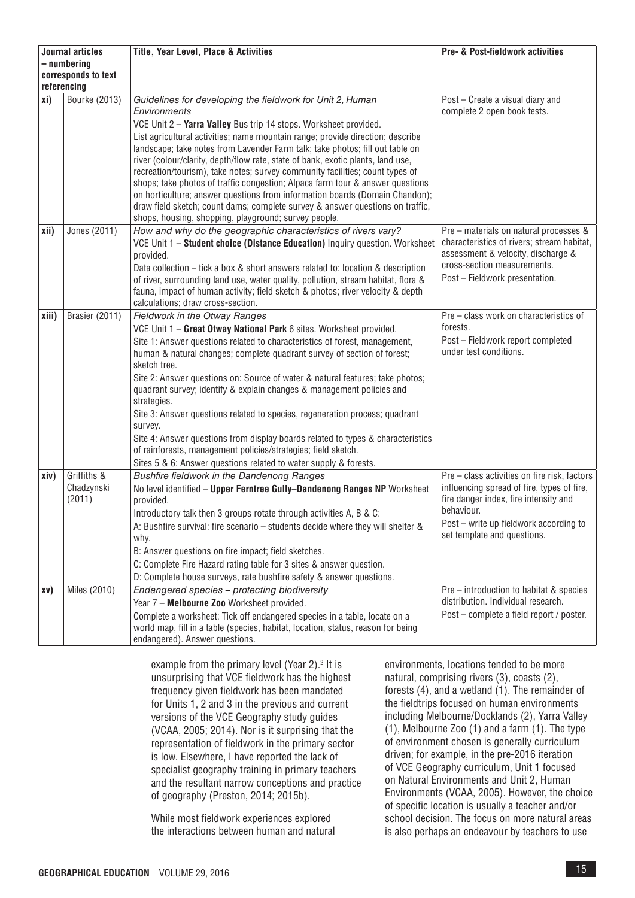| Journal articles – numbering corresponds to text referencing | | Title, Year Level, Place & Activities | Pre- & Post-fieldwork activities |
|---|---|---|---|
| xi) | Bourke (2013) | *Guidelines for developing the fieldwork for Unit 2, Human Environments*<br>VCE Unit 2 – **Yarra Valley** Bus trip 14 stops. Worksheet provided.<br>List agricultural activities; name mountain range; provide direction; describe landscape; take notes from Lavender Farm talk; take photos; fill out table on river (colour/clarity, depth/flow rate, state of bank, exotic plants, land use, recreation/tourism), take notes; survey community facilities; count types of shops; take photos of traffic congestion; Alpaca farm tour & answer questions on horticulture; answer questions from information boards (Domain Chandon); draw field sketch; count dams; complete survey & answer questions on traffic, shops, housing, shopping, playground; survey people. | Post – Create a visual diary and complete 2 open book tests. |
| xii) | Jones (2011) | *How and why do the geographic characteristics of rivers vary?*<br>VCE Unit 1 – **Student choice (Distance Education)** Inquiry question. Worksheet provided.<br>Data collection – tick a box & short answers related to: location & description of river, surrounding land use, water quality, pollution, stream habitat, flora & fauna, impact of human activity; field sketch & photos; river velocity & depth calculations; draw cross-section. | Pre – materials on natural processes & characteristics of rivers; stream habitat, assessment & velocity, discharge & cross-section measurements.<br>Post – Fieldwork presentation. |
| xiii) | Brasier (2011) | *Fieldwork in the Otway Ranges*<br>VCE Unit 1 – **Great Otway National Park** 6 sites. Worksheet provided.<br>Site 1: Answer questions related to characteristics of forest, management, human & natural changes; complete quadrant survey of section of forest; sketch tree.<br>Site 2: Answer questions on: Source of water & natural features; take photos; quadrant survey; identify & explain changes & management policies and strategies.<br>Site 3: Answer questions related to species, regeneration process; quadrant survey.<br>Site 4: Answer questions from display boards related to types & characteristics of rainforests, management policies/strategies; field sketch.<br>Sites 5 & 6: Answer questions related to water supply & forests. | Pre – class work on characteristics of forests.<br>Post – Fieldwork report completed under test conditions. |
| xiv) | Griffiths & Chadzynski (2011) | *Bushfire fieldwork in the Dandenong Ranges*<br>No level identified – **Upper Ferntree Gully–Dandenong Ranges NP** Worksheet provided.<br>Introductory talk then 3 groups rotate through activities A, B & C:<br>A: Bushfire survival: fire scenario – students decide where they will shelter & why.<br>B: Answer questions on fire impact; field sketches.<br>C: Complete Fire Hazard rating table for 3 sites & answer question.<br>D: Complete house surveys, rate bushfire safety & answer questions. | Pre – class activities on fire risk, factors influencing spread of fire, types of fire, fire danger index, fire intensity and behaviour.<br>Post – write up fieldwork according to set template and questions. |
| xv) | Miles (2010) | *Endangered species – protecting biodiversity*<br>Year 7 – **Melbourne Zoo** Worksheet provided.<br>Complete a worksheet: Tick off endangered species in a table, locate on a world map, fill in a table (species, habitat, location, status, reason for being endangered). Answer questions. | Pre – introduction to habitat & species distribution. Individual research.<br>Post – complete a field report / poster. |

example from the primary level (Year 2).[2] It is unsurprising that VCE fieldwork has the highest frequency given fieldwork has been mandated for Units 1, 2 and 3 in the previous and current versions of the VCE Geography study guides (VCAA, 2005; 2014). Nor is it surprising that the representation of fieldwork in the primary sector is low. Elsewhere, I have reported the lack of specialist geography training in primary teachers and the resultant narrow conceptions and practice of geography (Preston, 2014; 2015b).

While most fieldwork experiences explored the interactions between human and natural environments, locations tended to be more natural, comprising rivers (3), coasts (2), forests (4), and a wetland (1). The remainder of the fieldtrips focused on human environments including Melbourne/Docklands (2), Yarra Valley (1), Melbourne Zoo (1) and a farm (1). The type of environment chosen is generally curriculum driven; for example, in the pre-2016 iteration of VCE Geography curriculum, Unit 1 focused on Natural Environments and Unit 2, Human Environments (VCAA, 2005). However, the choice of specific location is usually a teacher and/or school decision. The focus on more natural areas is also perhaps an endeavour by teachers to use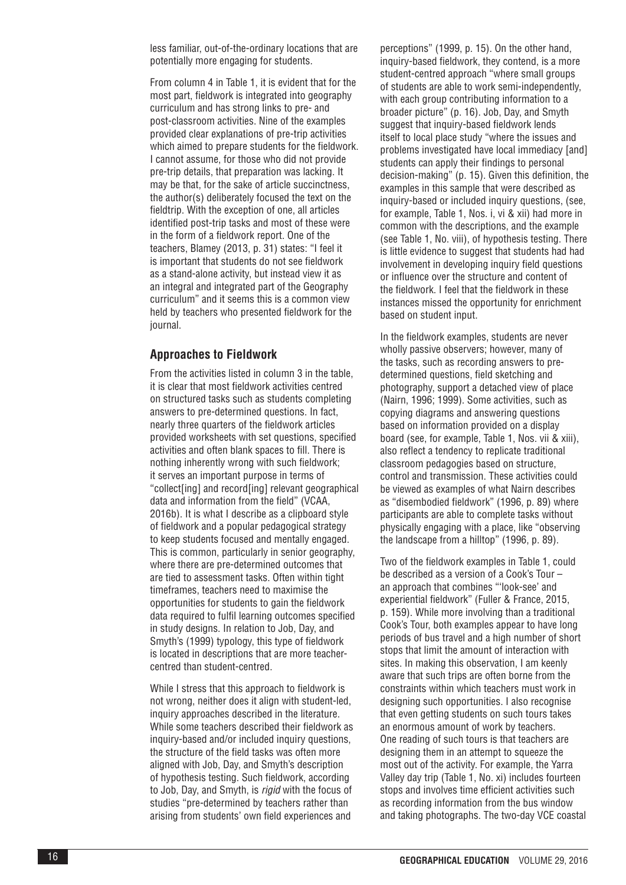less familiar, out-of-the-ordinary locations that are potentially more engaging for students.

From column 4 in Table 1, it is evident that for the most part, fieldwork is integrated into geography curriculum and has strong links to pre- and post-classroom activities. Nine of the examples provided clear explanations of pre-trip activities which aimed to prepare students for the fieldwork. I cannot assume, for those who did not provide pre-trip details, that preparation was lacking. It may be that, for the sake of article succinctness, the author(s) deliberately focused the text on the fieldtrip. With the exception of one, all articles identified post-trip tasks and most of these were in the form of a fieldwork report. One of the teachers, Blamey (2013, p. 31) states: "I feel it is important that students do not see fieldwork as a stand-alone activity, but instead view it as an integral and integrated part of the Geography curriculum" and it seems this is a common view held by teachers who presented fieldwork for the journal.

## Approaches to Fieldwork

From the activities listed in column 3 in the table, it is clear that most fieldwork activities centred on structured tasks such as students completing answers to pre-determined questions. In fact, nearly three quarters of the fieldwork articles provided worksheets with set questions, specified activities and often blank spaces to fill. There is nothing inherently wrong with such fieldwork; it serves an important purpose in terms of "collect[ing] and record[ing] relevant geographical data and information from the field" (VCAA, 2016b). It is what I describe as a clipboard style of fieldwork and a popular pedagogical strategy to keep students focused and mentally engaged. This is common, particularly in senior geography, where there are pre-determined outcomes that are tied to assessment tasks. Often within tight timeframes, teachers need to maximise the opportunities for students to gain the fieldwork data required to fulfil learning outcomes specified in study designs. In relation to Job, Day, and Smyth's (1999) typology, this type of fieldwork is located in descriptions that are more teacher-centred than student-centred.

While I stress that this approach to fieldwork is not wrong, neither does it align with student-led, inquiry approaches described in the literature. While some teachers described their fieldwork as inquiry-based and/or included inquiry questions, the structure of the field tasks was often more aligned with Job, Day, and Smyth's description of hypothesis testing. Such fieldwork, according to Job, Day, and Smyth, is *rigid* with the focus of studies "pre-determined by teachers rather than arising from students' own field experiences and perceptions" (1999, p. 15). On the other hand, inquiry-based fieldwork, they contend, is a more student-centred approach "where small groups of students are able to work semi-independently, with each group contributing information to a broader picture" (p. 16). Job, Day, and Smyth suggest that inquiry-based fieldwork lends itself to local place study "where the issues and problems investigated have local immediacy [and] students can apply their findings to personal decision-making" (p. 15). Given this definition, the examples in this sample that were described as inquiry-based or included inquiry questions, (see, for example, Table 1, Nos. i, vi & xii) had more in common with the descriptions, and the example (see Table 1, No. viii), of hypothesis testing. There is little evidence to suggest that students had had involvement in developing inquiry field questions or influence over the structure and content of the fieldwork. I feel that the fieldwork in these instances missed the opportunity for enrichment based on student input.

In the fieldwork examples, students are never wholly passive observers; however, many of the tasks, such as recording answers to pre-determined questions, field sketching and photography, support a detached view of place (Nairn, 1996; 1999). Some activities, such as copying diagrams and answering questions based on information provided on a display board (see, for example, Table 1, Nos. vii & xiii), also reflect a tendency to replicate traditional classroom pedagogies based on structure, control and transmission. These activities could be viewed as examples of what Nairn describes as "disembodied fieldwork" (1996, p. 89) where participants are able to complete tasks without physically engaging with a place, like "observing the landscape from a hilltop" (1996, p. 89).

Two of the fieldwork examples in Table 1, could be described as a version of a Cook's Tour – an approach that combines "'look-see' and experiential fieldwork" (Fuller & France, 2015, p. 159). While more involving than a traditional Cook's Tour, both examples appear to have long periods of bus travel and a high number of short stops that limit the amount of interaction with sites. In making this observation, I am keenly aware that such trips are often borne from the constraints within which teachers must work in designing such opportunities. I also recognise that even getting students on such tours takes an enormous amount of work by teachers. One reading of such tours is that teachers are designing them in an attempt to squeeze the most out of the activity. For example, the Yarra Valley day trip (Table 1, No. xi) includes fourteen stops and involves time efficient activities such as recording information from the bus window and taking photographs. The two-day VCE coastal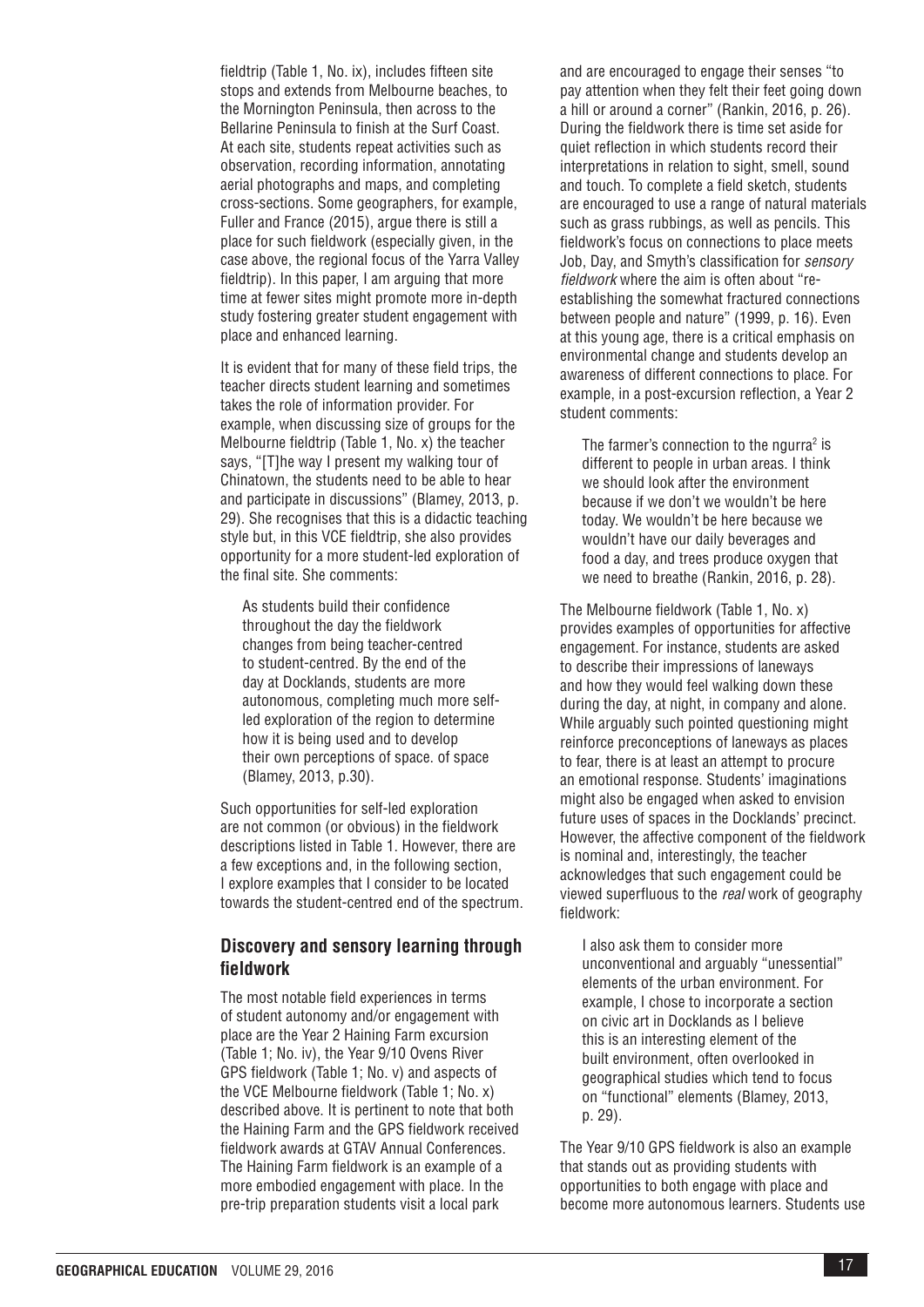fieldtrip (Table 1, No. ix), includes fifteen site stops and extends from Melbourne beaches, to the Mornington Peninsula, then across to the Bellarine Peninsula to finish at the Surf Coast. At each site, students repeat activities such as observation, recording information, annotating aerial photographs and maps, and completing cross-sections. Some geographers, for example, Fuller and France (2015), argue there is still a place for such fieldwork (especially given, in the case above, the regional focus of the Yarra Valley fieldtrip). In this paper, I am arguing that more time at fewer sites might promote more in-depth study fostering greater student engagement with place and enhanced learning.

It is evident that for many of these field trips, the teacher directs student learning and sometimes takes the role of information provider. For example, when discussing size of groups for the Melbourne fieldtrip (Table 1, No. x) the teacher says, "[T]he way I present my walking tour of Chinatown, the students need to be able to hear and participate in discussions" (Blamey, 2013, p. 29). She recognises that this is a didactic teaching style but, in this VCE fieldtrip, she also provides opportunity for a more student-led exploration of the final site. She comments:

> As students build their confidence throughout the day the fieldwork changes from being teacher-centred to student-centred. By the end of the day at Docklands, students are more autonomous, completing much more self-led exploration of the region to determine how it is being used and to develop their own perceptions of space. of space (Blamey, 2013, p.30).

Such opportunities for self-led exploration are not common (or obvious) in the fieldwork descriptions listed in Table 1. However, there are a few exceptions and, in the following section, I explore examples that I consider to be located towards the student-centred end of the spectrum.

## Discovery and sensory learning through fieldwork

The most notable field experiences in terms of student autonomy and/or engagement with place are the Year 2 Haining Farm excursion (Table 1; No. iv), the Year 9/10 Ovens River GPS fieldwork (Table 1; No. v) and aspects of the VCE Melbourne fieldwork (Table 1; No. x) described above. It is pertinent to note that both the Haining Farm and the GPS fieldwork received fieldwork awards at GTAV Annual Conferences. The Haining Farm fieldwork is an example of a more embodied engagement with place. In the pre-trip preparation students visit a local park and are encouraged to engage their senses "to pay attention when they felt their feet going down a hill or around a corner" (Rankin, 2016, p. 26). During the fieldwork there is time set aside for quiet reflection in which students record their interpretations in relation to sight, smell, sound and touch. To complete a field sketch, students are encouraged to use a range of natural materials such as grass rubbings, as well as pencils. This fieldwork's focus on connections to place meets Job, Day, and Smyth's classification for *sensory fieldwork* where the aim is often about "re-establishing the somewhat fractured connections between people and nature" (1999, p. 16). Even at this young age, there is a critical emphasis on environmental change and students develop an awareness of different connections to place. For example, in a post-excursion reflection, a Year 2 student comments:

> The farmer's connection to the ngurra[2] is different to people in urban areas. I think we should look after the environment because if we don't we wouldn't be here today. We wouldn't be here because we wouldn't have our daily beverages and food a day, and trees produce oxygen that we need to breathe (Rankin, 2016, p. 28).

The Melbourne fieldwork (Table 1, No. x) provides examples of opportunities for affective engagement. For instance, students are asked to describe their impressions of laneways and how they would feel walking down these during the day, at night, in company and alone. While arguably such pointed questioning might reinforce preconceptions of laneways as places to fear, there is at least an attempt to procure an emotional response. Students' imaginations might also be engaged when asked to envision future uses of spaces in the Docklands' precinct. However, the affective component of the fieldwork is nominal and, interestingly, the teacher acknowledges that such engagement could be viewed superfluous to the *real* work of geography fieldwork:

> I also ask them to consider more unconventional and arguably "unessential" elements of the urban environment. For example, I chose to incorporate a section on civic art in Docklands as I believe this is an interesting element of the built environment, often overlooked in geographical studies which tend to focus on "functional" elements (Blamey, 2013, p. 29).

The Year 9/10 GPS fieldwork is also an example that stands out as providing students with opportunities to both engage with place and become more autonomous learners. Students use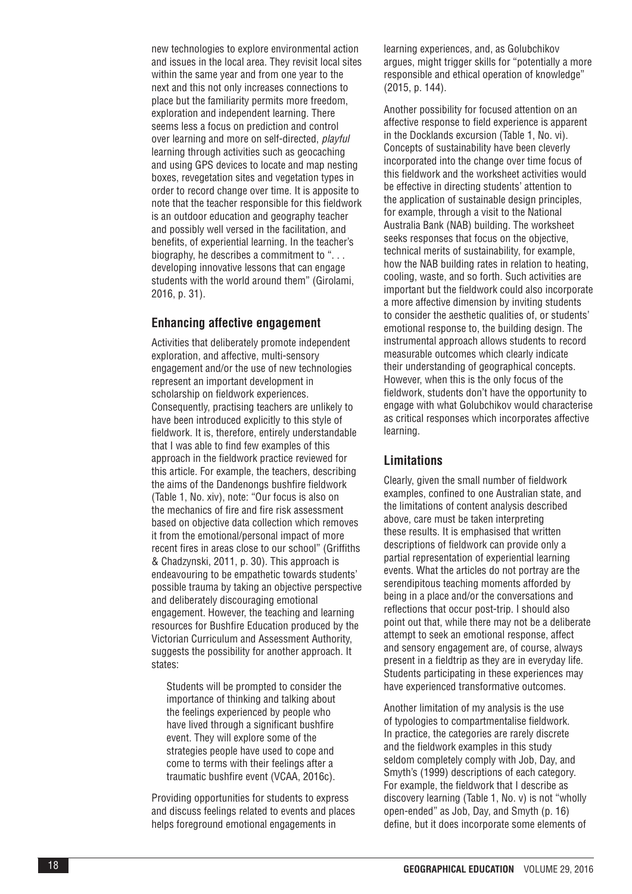new technologies to explore environmental action and issues in the local area. They revisit local sites within the same year and from one year to the next and this not only increases connections to place but the familiarity permits more freedom, exploration and independent learning. There seems less a focus on prediction and control over learning and more on self-directed, *playful* learning through activities such as geocaching and using GPS devices to locate and map nesting boxes, revegetation sites and vegetation types in order to record change over time. It is apposite to note that the teacher responsible for this fieldwork is an outdoor education and geography teacher and possibly well versed in the facilitation, and benefits, of experiential learning. In the teacher's biography, he describes a commitment to ". . . developing innovative lessons that can engage students with the world around them" (Girolami, 2016, p. 31).

## Enhancing affective engagement

Activities that deliberately promote independent exploration, and affective, multi-sensory engagement and/or the use of new technologies represent an important development in scholarship on fieldwork experiences. Consequently, practising teachers are unlikely to have been introduced explicitly to this style of fieldwork. It is, therefore, entirely understandable that I was able to find few examples of this approach in the fieldwork practice reviewed for this article. For example, the teachers, describing the aims of the Dandenongs bushfire fieldwork (Table 1, No. xiv), note: "Our focus is also on the mechanics of fire and fire risk assessment based on objective data collection which removes it from the emotional/personal impact of more recent fires in areas close to our school" (Griffiths & Chadzynski, 2011, p. 30). This approach is endeavouring to be empathetic towards students' possible trauma by taking an objective perspective and deliberately discouraging emotional engagement. However, the teaching and learning resources for Bushfire Education produced by the Victorian Curriculum and Assessment Authority, suggests the possibility for another approach. It states:

> Students will be prompted to consider the importance of thinking and talking about the feelings experienced by people who have lived through a significant bushfire event. They will explore some of the strategies people have used to cope and come to terms with their feelings after a traumatic bushfire event (VCAA, 2016c).

Providing opportunities for students to express and discuss feelings related to events and places helps foreground emotional engagements in learning experiences, and, as Golubchikov argues, might trigger skills for "potentially a more responsible and ethical operation of knowledge" (2015, p. 144).

Another possibility for focused attention on an affective response to field experience is apparent in the Docklands excursion (Table 1, No. vi). Concepts of sustainability have been cleverly incorporated into the change over time focus of this fieldwork and the worksheet activities would be effective in directing students' attention to the application of sustainable design principles, for example, through a visit to the National Australia Bank (NAB) building. The worksheet seeks responses that focus on the objective, technical merits of sustainability, for example, how the NAB building rates in relation to heating, cooling, waste, and so forth. Such activities are important but the fieldwork could also incorporate a more affective dimension by inviting students to consider the aesthetic qualities of, or students' emotional response to, the building design. The instrumental approach allows students to record measurable outcomes which clearly indicate their understanding of geographical concepts. However, when this is the only focus of the fieldwork, students don't have the opportunity to engage with what Golubchikov would characterise as critical responses which incorporates affective learning.

## Limitations

Clearly, given the small number of fieldwork examples, confined to one Australian state, and the limitations of content analysis described above, care must be taken interpreting these results. It is emphasised that written descriptions of fieldwork can provide only a partial representation of experiential learning events. What the articles do not portray are the serendipitous teaching moments afforded by being in a place and/or the conversations and reflections that occur post-trip. I should also point out that, while there may not be a deliberate attempt to seek an emotional response, affect and sensory engagement are, of course, always present in a fieldtrip as they are in everyday life. Students participating in these experiences may have experienced transformative outcomes.

Another limitation of my analysis is the use of typologies to compartmentalise fieldwork. In practice, the categories are rarely discrete and the fieldwork examples in this study seldom completely comply with Job, Day, and Smyth's (1999) descriptions of each category. For example, the fieldwork that I describe as discovery learning (Table 1, No. v) is not "wholly open-ended" as Job, Day, and Smyth (p. 16) define, but it does incorporate some elements of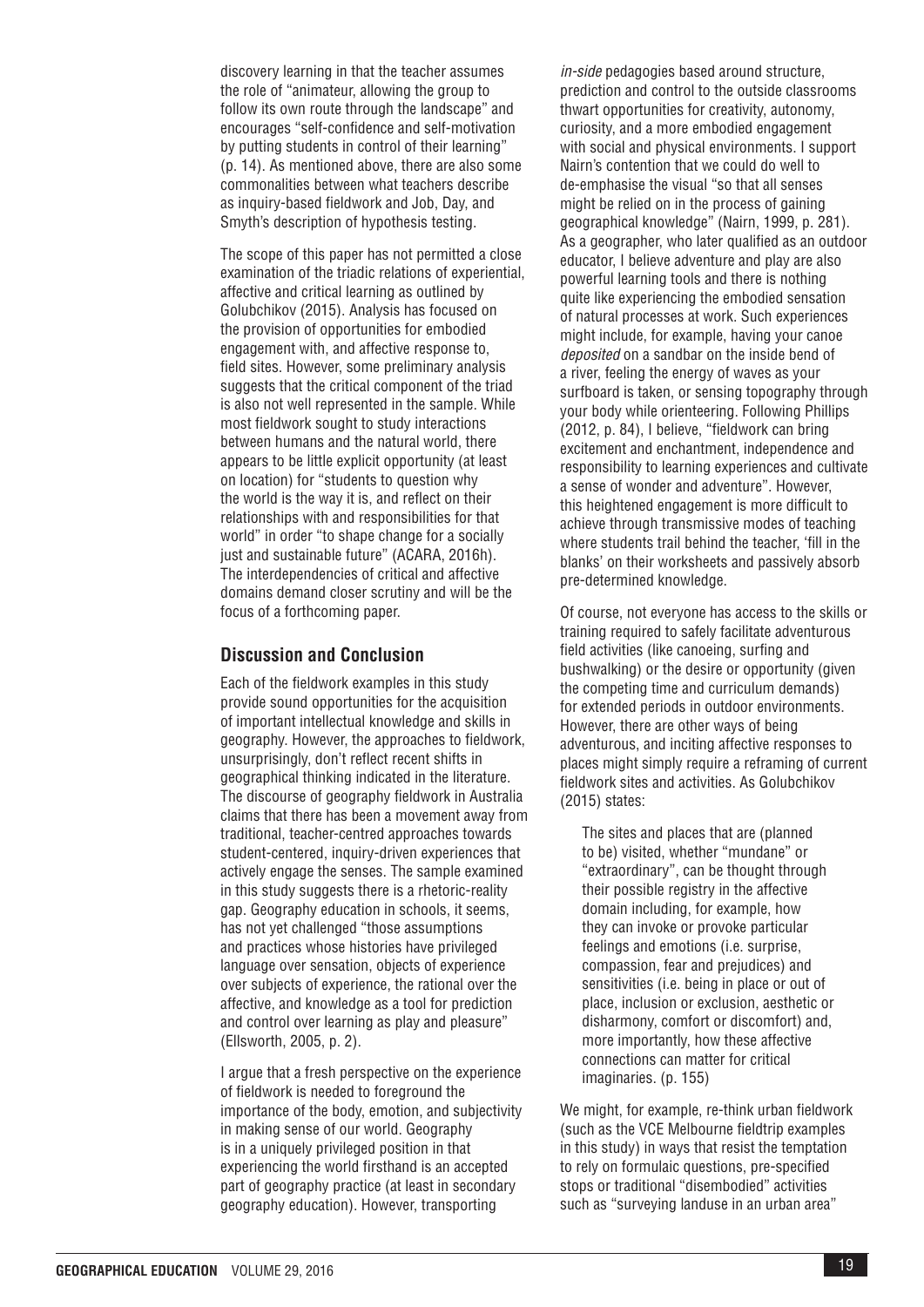discovery learning in that the teacher assumes the role of "animateur, allowing the group to follow its own route through the landscape" and encourages "self-confidence and self-motivation by putting students in control of their learning" (p. 14). As mentioned above, there are also some commonalities between what teachers describe as inquiry-based fieldwork and Job, Day, and Smyth's description of hypothesis testing.

The scope of this paper has not permitted a close examination of the triadic relations of experiential, affective and critical learning as outlined by Golubchikov (2015). Analysis has focused on the provision of opportunities for embodied engagement with, and affective response to, field sites. However, some preliminary analysis suggests that the critical component of the triad is also not well represented in the sample. While most fieldwork sought to study interactions between humans and the natural world, there appears to be little explicit opportunity (at least on location) for "students to question why the world is the way it is, and reflect on their relationships with and responsibilities for that world" in order "to shape change for a socially just and sustainable future" (ACARA, 2016h). The interdependencies of critical and affective domains demand closer scrutiny and will be the focus of a forthcoming paper.

## Discussion and Conclusion

Each of the fieldwork examples in this study provide sound opportunities for the acquisition of important intellectual knowledge and skills in geography. However, the approaches to fieldwork, unsurprisingly, don't reflect recent shifts in geographical thinking indicated in the literature. The discourse of geography fieldwork in Australia claims that there has been a movement away from traditional, teacher-centred approaches towards student-centered, inquiry-driven experiences that actively engage the senses. The sample examined in this study suggests there is a rhetoric-reality gap. Geography education in schools, it seems, has not yet challenged "those assumptions and practices whose histories have privileged language over sensation, objects of experience over subjects of experience, the rational over the affective, and knowledge as a tool for prediction and control over learning as play and pleasure" (Ellsworth, 2005, p. 2).

I argue that a fresh perspective on the experience of fieldwork is needed to foreground the importance of the body, emotion, and subjectivity in making sense of our world. Geography is in a uniquely privileged position in that experiencing the world firsthand is an accepted part of geography practice (at least in secondary geography education). However, transporting *in-side* pedagogies based around structure, prediction and control to the outside classrooms thwart opportunities for creativity, autonomy, curiosity, and a more embodied engagement with social and physical environments. I support Nairn's contention that we could do well to de-emphasise the visual "so that all senses might be relied on in the process of gaining geographical knowledge" (Nairn, 1999, p. 281). As a geographer, who later qualified as an outdoor educator, I believe adventure and play are also powerful learning tools and there is nothing quite like experiencing the embodied sensation of natural processes at work. Such experiences might include, for example, having your canoe *deposited* on a sandbar on the inside bend of a river, feeling the energy of waves as your surfboard is taken, or sensing topography through your body while orienteering. Following Phillips (2012, p. 84), I believe, "fieldwork can bring excitement and enchantment, independence and responsibility to learning experiences and cultivate a sense of wonder and adventure". However, this heightened engagement is more difficult to achieve through transmissive modes of teaching where students trail behind the teacher, 'fill in the blanks' on their worksheets and passively absorb pre-determined knowledge.

Of course, not everyone has access to the skills or training required to safely facilitate adventurous field activities (like canoeing, surfing and bushwalking) or the desire or opportunity (given the competing time and curriculum demands) for extended periods in outdoor environments. However, there are other ways of being adventurous, and inciting affective responses to places might simply require a reframing of current fieldwork sites and activities. As Golubchikov (2015) states:

> The sites and places that are (planned to be) visited, whether "mundane" or "extraordinary", can be thought through their possible registry in the affective domain including, for example, how they can invoke or provoke particular feelings and emotions (i.e. surprise, compassion, fear and prejudices) and sensitivities (i.e. being in place or out of place, inclusion or exclusion, aesthetic or disharmony, comfort or discomfort) and, more importantly, how these affective connections can matter for critical imaginaries. (p. 155)

We might, for example, re-think urban fieldwork (such as the VCE Melbourne fieldtrip examples in this study) in ways that resist the temptation to rely on formulaic questions, pre-specified stops or traditional "disembodied" activities such as "surveying landuse in an urban area"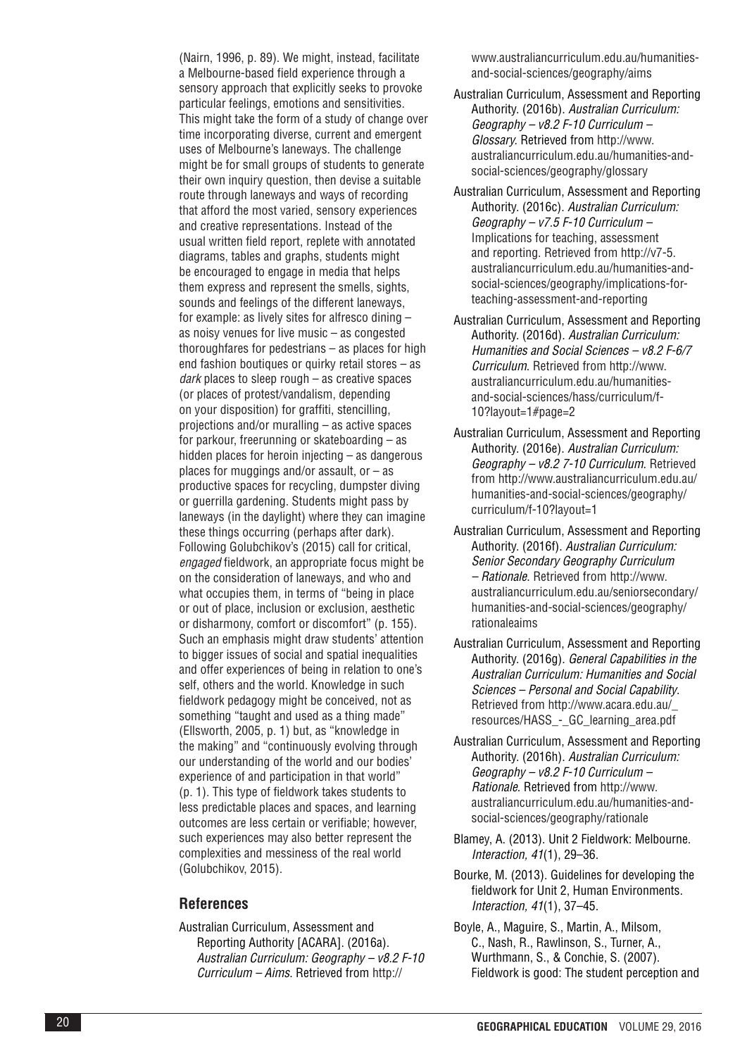(Nairn, 1996, p. 89). We might, instead, facilitate a Melbourne-based field experience through a sensory approach that explicitly seeks to provoke particular feelings, emotions and sensitivities. This might take the form of a study of change over time incorporating diverse, current and emergent uses of Melbourne's laneways. The challenge might be for small groups of students to generate their own inquiry question, then devise a suitable route through laneways and ways of recording that afford the most varied, sensory experiences and creative representations. Instead of the usual written field report, replete with annotated diagrams, tables and graphs, students might be encouraged to engage in media that helps them express and represent the smells, sights, sounds and feelings of the different laneways, for example: as lively sites for alfresco dining – as noisy venues for live music – as congested thoroughfares for pedestrians – as places for high end fashion boutiques or quirky retail stores – as *dark* places to sleep rough – as creative spaces (or places of protest/vandalism, depending on your disposition) for graffiti, stencilling, projections and/or muralling – as active spaces for parkour, freerunning or skateboarding – as hidden places for heroin injecting – as dangerous places for muggings and/or assault, or – as productive spaces for recycling, dumpster diving or guerrilla gardening. Students might pass by laneways (in the daylight) where they can imagine these things occurring (perhaps after dark). Following Golubchikov's (2015) call for critical, *engaged* fieldwork, an appropriate focus might be on the consideration of laneways, and who and what occupies them, in terms of "being in place or out of place, inclusion or exclusion, aesthetic or disharmony, comfort or discomfort" (p. 155). Such an emphasis might draw students' attention to bigger issues of social and spatial inequalities and offer experiences of being in relation to one's self, others and the world. Knowledge in such fieldwork pedagogy might be conceived, not as something "taught and used as a thing made" (Ellsworth, 2005, p. 1) but, as "knowledge in the making" and "continuously evolving through our understanding of the world and our bodies' experience of and participation in that world" (p. 1). This type of fieldwork takes students to less predictable places and spaces, and learning outcomes are less certain or verifiable; however, such experiences may also better represent the complexities and messiness of the real world (Golubchikov, 2015).

## References

Australian Curriculum, Assessment and Reporting Authority [ACARA]. (2016a). *Australian Curriculum: Geography – v8.2 F-10 Curriculum – Aims*. Retrieved from http://www.australiancurriculum.edu.au/humanities-and-social-sciences/geography/aims

Australian Curriculum, Assessment and Reporting Authority. (2016b). *Australian Curriculum: Geography – v8.2 F-10 Curriculum – Glossary*. Retrieved from http://www.australiancurriculum.edu.au/humanities-and-social-sciences/geography/glossary

Australian Curriculum, Assessment and Reporting Authority. (2016c). *Australian Curriculum: Geography – v7.5 F-10 Curriculum –* Implications for teaching, assessment and reporting. Retrieved from http://v7-5.australiancurriculum.edu.au/humanities-and-social-sciences/geography/implications-for-teaching-assessment-and-reporting

Australian Curriculum, Assessment and Reporting Authority. (2016d). *Australian Curriculum: Humanities and Social Sciences – v8.2 F-6/7 Curriculum*. Retrieved from http://www.australiancurriculum.edu.au/humanities-and-social-sciences/hass/curriculum/f-10?layout=1#page=2

Australian Curriculum, Assessment and Reporting Authority. (2016e). *Australian Curriculum: Geography – v8.2 7-10 Curriculum*. Retrieved from http://www.australiancurriculum.edu.au/humanities-and-social-sciences/geography/curriculum/f-10?layout=1

Australian Curriculum, Assessment and Reporting Authority. (2016f). *Australian Curriculum: Senior Secondary Geography Curriculum – Rationale*. Retrieved from http://www.australiancurriculum.edu.au/seniorsecondary/humanities-and-social-sciences/geography/rationaleaims

Australian Curriculum, Assessment and Reporting Authority. (2016g). *General Capabilities in the Australian Curriculum: Humanities and Social Sciences – Personal and Social Capability*. Retrieved from http://www.acara.edu.au/_resources/HASS_-_GC_learning_area.pdf

Australian Curriculum, Assessment and Reporting Authority. (2016h). *Australian Curriculum: Geography – v8.2 F-10 Curriculum – Rationale*. Retrieved from http://www.australiancurriculum.edu.au/humanities-and-social-sciences/geography/rationale

Blamey, A. (2013). Unit 2 Fieldwork: Melbourne. *Interaction, 41*(1), 29–36.

Bourke, M. (2013). Guidelines for developing the fieldwork for Unit 2, Human Environments. *Interaction, 41*(1), 37–45.

Boyle, A., Maguire, S., Martin, A., Milsom, C., Nash, R., Rawlinson, S., Turner, A., Wurthmann, S., & Conchie, S. (2007). Fieldwork is good: The student perception and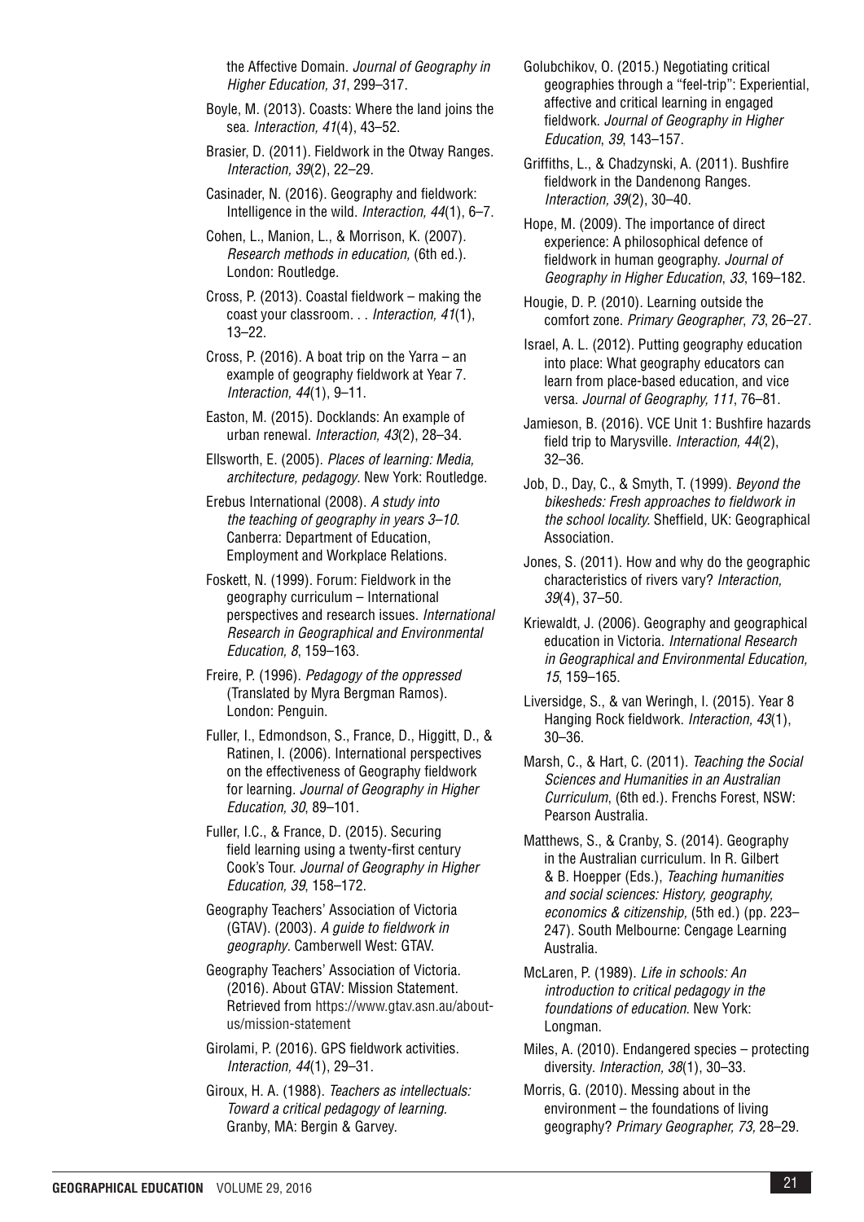the Affective Domain. *Journal of Geography in Higher Education, 31*, 299–317.

Boyle, M. (2013). Coasts: Where the land joins the sea. *Interaction, 41*(4), 43–52.

Brasier, D. (2011). Fieldwork in the Otway Ranges. *Interaction, 39*(2), 22–29.

Casinader, N. (2016). Geography and fieldwork: Intelligence in the wild. *Interaction, 44*(1), 6–7.

Cohen, L., Manion, L., & Morrison, K. (2007). *Research methods in education,* (6th ed.). London: Routledge.

Cross, P. (2013). Coastal fieldwork – making the coast your classroom. . . *Interaction, 41*(1), 13–22.

Cross, P. (2016). A boat trip on the Yarra – an example of geography fieldwork at Year 7. *Interaction, 44*(1), 9–11.

Easton, M. (2015). Docklands: An example of urban renewal. *Interaction, 43*(2), 28–34.

Ellsworth, E. (2005). *Places of learning: Media, architecture, pedagogy*. New York: Routledge.

Erebus International (2008). *A study into the teaching of geography in years 3–10*. Canberra: Department of Education, Employment and Workplace Relations.

Foskett, N. (1999). Forum: Fieldwork in the geography curriculum – International perspectives and research issues. *International Research in Geographical and Environmental Education, 8*, 159–163.

Freire, P. (1996). *Pedagogy of the oppressed* (Translated by Myra Bergman Ramos). London: Penguin.

Fuller, I., Edmondson, S., France, D., Higgitt, D., & Ratinen, I. (2006). International perspectives on the effectiveness of Geography fieldwork for learning. *Journal of Geography in Higher Education, 30*, 89–101.

Fuller, I.C., & France, D. (2015). Securing field learning using a twenty-first century Cook's Tour. *Journal of Geography in Higher Education, 39*, 158–172.

Geography Teachers' Association of Victoria (GTAV). (2003). *A guide to fieldwork in geography*. Camberwell West: GTAV.

Geography Teachers' Association of Victoria. (2016). About GTAV: Mission Statement. Retrieved from https://www.gtav.asn.au/about-us/mission-statement

Girolami, P. (2016). GPS fieldwork activities. *Interaction, 44*(1), 29–31.

Giroux, H. A. (1988). *Teachers as intellectuals: Toward a critical pedagogy of learning*. Granby, MA: Bergin & Garvey.

Golubchikov, O. (2015.) Negotiating critical geographies through a "feel-trip": Experiential, affective and critical learning in engaged fieldwork. *Journal of Geography in Higher Education*, *39*, 143–157.

Griffiths, L., & Chadzynski, A. (2011). Bushfire fieldwork in the Dandenong Ranges. *Interaction, 39*(2), 30–40.

Hope, M. (2009). The importance of direct experience: A philosophical defence of fieldwork in human geography. *Journal of Geography in Higher Education*, *33*, 169–182.

Hougie, D. P. (2010). Learning outside the comfort zone. *Primary Geographer*, *73*, 26–27.

Israel, A. L. (2012). Putting geography education into place: What geography educators can learn from place-based education, and vice versa. *Journal of Geography, 111*, 76–81.

Jamieson, B. (2016). VCE Unit 1: Bushfire hazards field trip to Marysville. *Interaction, 44*(2), 32–36.

Job, D., Day, C., & Smyth, T. (1999). *Beyond the bikesheds: Fresh approaches to fieldwork in the school locality.* Sheffield, UK: Geographical Association.

Jones, S. (2011). How and why do the geographic characteristics of rivers vary? *Interaction, 39*(4), 37–50.

Kriewaldt, J. (2006). Geography and geographical education in Victoria. *International Research in Geographical and Environmental Education, 15*, 159–165.

Liversidge, S., & van Weringh, I. (2015). Year 8 Hanging Rock fieldwork. *Interaction, 43*(1), 30–36.

Marsh, C., & Hart, C. (2011). *Teaching the Social Sciences and Humanities in an Australian Curriculum*, (6th ed.). Frenchs Forest, NSW: Pearson Australia.

Matthews, S., & Cranby, S. (2014). Geography in the Australian curriculum. In R. Gilbert & B. Hoepper (Eds.), *Teaching humanities and social sciences: History, geography, economics & citizenship,* (5th ed.) (pp. 223–247). South Melbourne: Cengage Learning Australia.

McLaren, P. (1989). *Life in schools: An introduction to critical pedagogy in the foundations of education.* New York: Longman.

Miles, A. (2010). Endangered species – protecting diversity. *Interaction, 38*(1), 30–33.

Morris, G. (2010). Messing about in the environment – the foundations of living geography? *Primary Geographer, 73,* 28–29.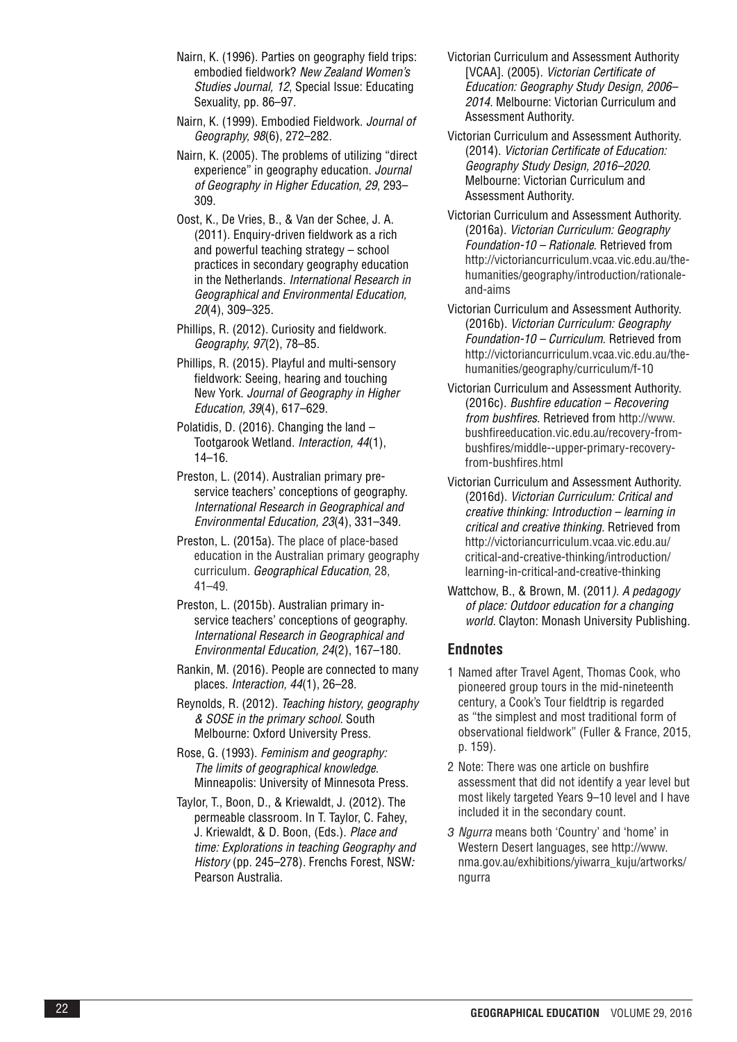Nairn, K. (1996). Parties on geography field trips: embodied fieldwork? *New Zealand Women's Studies Journal, 12*, Special Issue: Educating Sexuality, pp. 86–97.

Nairn, K. (1999). Embodied Fieldwork. *Journal of Geography, 98*(6), 272–282.

Nairn, K. (2005). The problems of utilizing "direct experience" in geography education. *Journal of Geography in Higher Education*, *29*, 293–309.

Oost, K., De Vries, B., & Van der Schee, J. A. (2011). Enquiry-driven fieldwork as a rich and powerful teaching strategy – school practices in secondary geography education in the Netherlands. *International Research in Geographical and Environmental Education, 20*(4), 309–325.

Phillips, R. (2012). Curiosity and fieldwork. *Geography, 97*(2), 78–85.

Phillips, R. (2015). Playful and multi-sensory fieldwork: Seeing, hearing and touching New York. *Journal of Geography in Higher Education, 39*(4), 617–629.

Polatidis, D. (2016). Changing the land – Tootgarook Wetland. *Interaction, 44*(1), 14–16.

Preston, L. (2014). Australian primary pre-service teachers' conceptions of geography. *International Research in Geographical and Environmental Education, 23*(4), 331–349.

Preston, L. (2015a). The place of place-based education in the Australian primary geography curriculum. *Geographical Education*, 28, 41–49.

Preston, L. (2015b). Australian primary in-service teachers' conceptions of geography. *International Research in Geographical and Environmental Education, 24*(2), 167–180.

Rankin, M. (2016). People are connected to many places. *Interaction, 44*(1), 26–28.

Reynolds, R. (2012). *Teaching history, geography & SOSE in the primary school.* South Melbourne: Oxford University Press.

Rose, G. (1993). *Feminism and geography: The limits of geographical knowledge.* Minneapolis: University of Minnesota Press.

Taylor, T., Boon, D., & Kriewaldt, J. (2012). The permeable classroom. In T. Taylor, C. Fahey, J. Kriewaldt, & D. Boon, (Eds.). *Place and time: Explorations in teaching Geography and History* (pp. 245–278). Frenchs Forest, NSW: Pearson Australia.

Victorian Curriculum and Assessment Authority [VCAA]. (2005). *Victorian Certificate of Education: Geography Study Design, 2006–2014.* Melbourne: Victorian Curriculum and Assessment Authority.

Victorian Curriculum and Assessment Authority. (2014). *Victorian Certificate of Education: Geography Study Design, 2016–2020.* Melbourne: Victorian Curriculum and Assessment Authority.

Victorian Curriculum and Assessment Authority. (2016a). *Victorian Curriculum: Geography Foundation-10 – Rationale.* Retrieved from http://victoriancurriculum.vcaa.vic.edu.au/the-humanities/geography/introduction/rationale-and-aims

Victorian Curriculum and Assessment Authority. (2016b). *Victorian Curriculum: Geography Foundation-10 – Curriculum.* Retrieved from http://victoriancurriculum.vcaa.vic.edu.au/the-humanities/geography/curriculum/f-10

Victorian Curriculum and Assessment Authority. (2016c). *Bushfire education – Recovering from bushfires.* Retrieved from http://www.bushfireeducation.vic.edu.au/recovery-from-bushfires/middle--upper-primary-recovery-from-bushfires.html

Victorian Curriculum and Assessment Authority. (2016d). *Victorian Curriculum: Critical and creative thinking: Introduction – learning in critical and creative thinking.* Retrieved from http://victoriancurriculum.vcaa.vic.edu.au/critical-and-creative-thinking/introduction/learning-in-critical-and-creative-thinking

Wattchow, B., & Brown, M. (2011). *A pedagogy of place: Outdoor education for a changing world.* Clayton: Monash University Publishing.

## Endnotes

1 Named after Travel Agent, Thomas Cook, who pioneered group tours in the mid-nineteenth century, a Cook's Tour fieldtrip is regarded as "the simplest and most traditional form of observational fieldwork" (Fuller & France, 2015, p. 159).

2 Note: There was one article on bushfire assessment that did not identify a year level but most likely targeted Years 9–10 level and I have included it in the secondary count.

3 *Ngurra* means both 'Country' and 'home' in Western Desert languages, see http://www.nma.gov.au/exhibitions/yiwarra_kuju/artworks/ngurra